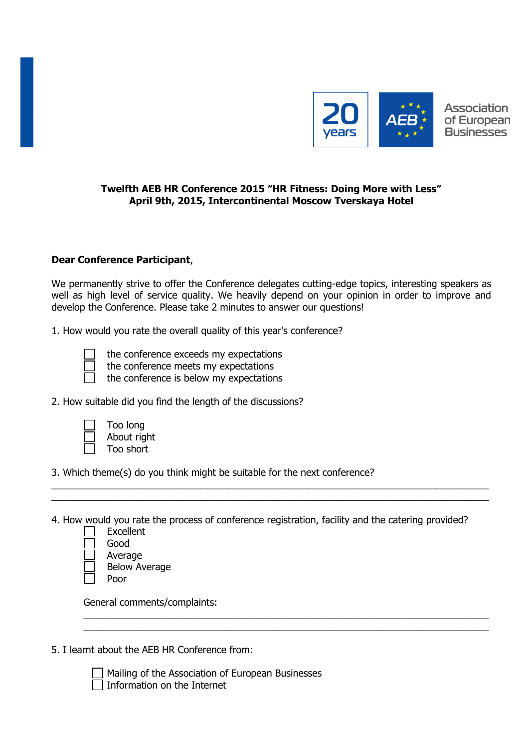20 years | AEB | Association of European Businesses

**Twelfth AEB HR Conference 2015 "HR Fitness: Doing More with Less"**
**April 9th, 2015, Intercontinental Moscow Tverskaya Hotel**

**Dear Conference Participant**,

We permanently strive to offer the Conference delegates cutting-edge topics, interesting speakers as well as high level of service quality. We heavily depend on your opinion in order to improve and develop the Conference. Please take 2 minutes to answer our questions!

1. How would you rate the overall quality of this year's conference?

- [ ] the conference exceeds my expectations
- [ ] the conference meets my expectations
- [ ] the conference is below my expectations

2. How suitable did you find the length of the discussions?

- [ ] Too long
- [ ] About right
- [ ] Too short

3. Which theme(s) do you think might be suitable for the next conference?

______________________________________________________________________________
______________________________________________________________________________

4. How would you rate the process of conference registration, facility and the catering provided?

- [ ] Excellent
- [ ] Good
- [ ] Average
- [ ] Below Average
- [ ] Poor

General comments/complaints:

______________________________________________________________________________
______________________________________________________________________________

5. I learnt about the AEB HR Conference from:

- [ ] Mailing of the Association of European Businesses
- [ ] Information on the Internet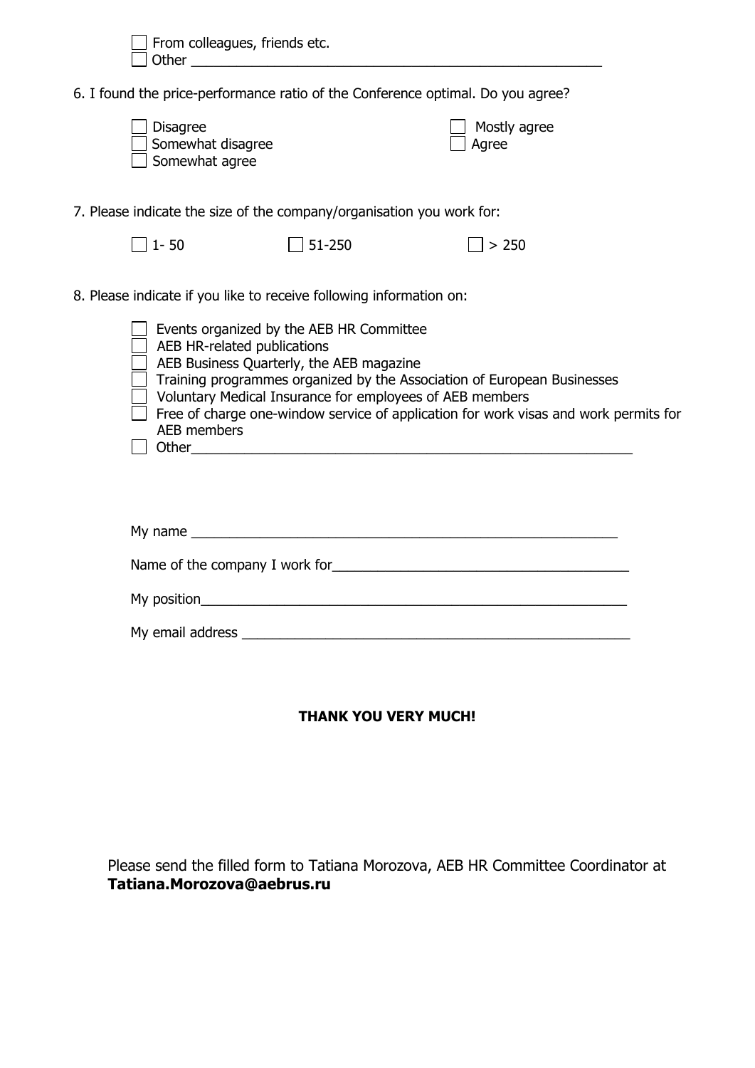- [ ] From colleagues, friends etc.
- [ ] Other ______________________________________________________

6. I found the price-performance ratio of the Conference optimal. Do you agree?

- [ ] Disagree
- [ ] Somewhat disagree
- [ ] Somewhat agree
- [ ] Mostly agree
- [ ] Agree

7. Please indicate the size of the company/organisation you work for:

- [ ] 1- 50
- [ ] 51-250
- [ ] > 250

8. Please indicate if you like to receive following information on:

- [ ] Events organized by the AEB HR Committee
- [ ] AEB HR-related publications
- [ ] AEB Business Quarterly, the AEB magazine
- [ ] Training programmes organized by the Association of European Businesses
- [ ] Voluntary Medical Insurance for employees of AEB members
- [ ] Free of charge one-window service of application for work visas and work permits for AEB members
- [ ] Other__________________________________________________________

My name ________________________________________________________

Name of the company I work for_______________________________________

My position_______________________________________________________

My email address ___________________________________________________

**THANK YOU VERY MUCH!**

Please send the filled form to Tatiana Morozova, AEB HR Committee Coordinator at **Tatiana.Morozova@aebrus.ru**